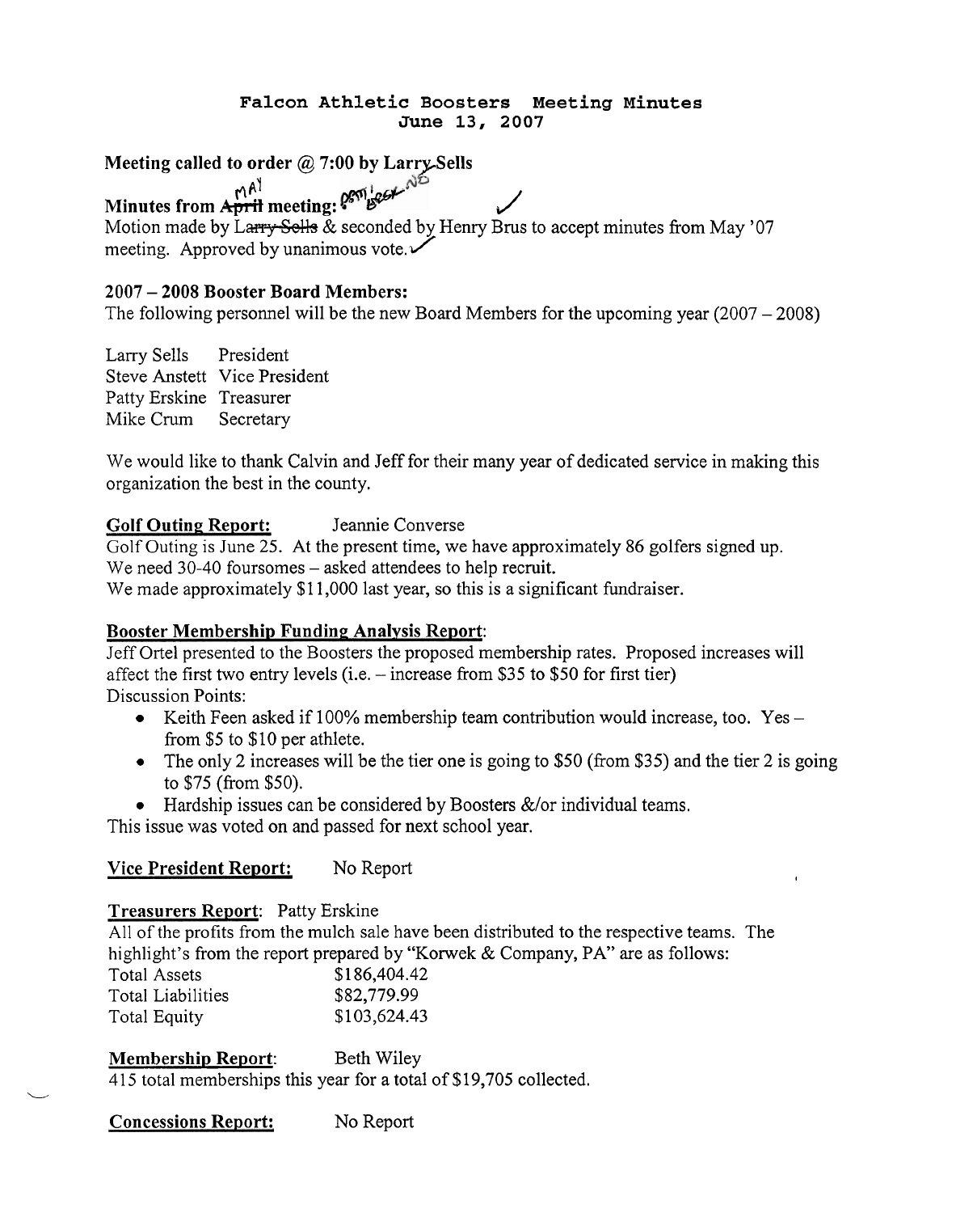**Falcon Athletic Boosters Meeting Minutes**
**June 13, 2007**

**Meeting called to order @ 7:00 by Larry Sells**

**Minutes from ~~April~~ MAY meeting:**

Motion made by ~~Larry Sells~~ & seconded by Henry Brus to accept minutes from May '07 meeting. Approved by unanimous vote.

**2007 – 2008 Booster Board Members:**

The following personnel will be the new Board Members for the upcoming year (2007 – 2008)

| | |
|---|---|
| Larry Sells | President |
| Steve Anstett | Vice President |
| Patty Erskine | Treasurer |
| Mike Crum | Secretary |

We would like to thank Calvin and Jeff for their many year of dedicated service in making this organization the best in the county.

**Golf Outing Report:** Jeannie Converse

Golf Outing is June 25. At the present time, we have approximately 86 golfers signed up.
We need 30-40 foursomes – asked attendees to help recruit.
We made approximately $11,000 last year, so this is a significant fundraiser.

**Booster Membership Funding Analysis Report:**

Jeff Ortel presented to the Boosters the proposed membership rates. Proposed increases will affect the first two entry levels (i.e. – increase from $35 to $50 for first tier)
Discussion Points:

- Keith Feen asked if 100% membership team contribution would increase, too. Yes – from $5 to $10 per athlete.
- The only 2 increases will be the tier one is going to $50 (from $35) and the tier 2 is going to $75 (from $50).
- Hardship issues can be considered by Boosters &/or individual teams.

This issue was voted on and passed for next school year.

**Vice President Report:** No Report

**Treasurers Report:** Patty Erskine

All of the profits from the mulch sale have been distributed to the respective teams. The highlight's from the report prepared by "Korwek & Company, PA" are as follows:

| | |
|---|---|
| Total Assets | $186,404.42 |
| Total Liabilities | $82,779.99 |
| Total Equity | $103,624.43 |

**Membership Report:** Beth Wiley

415 total memberships this year for a total of $19,705 collected.

**Concessions Report:** No Report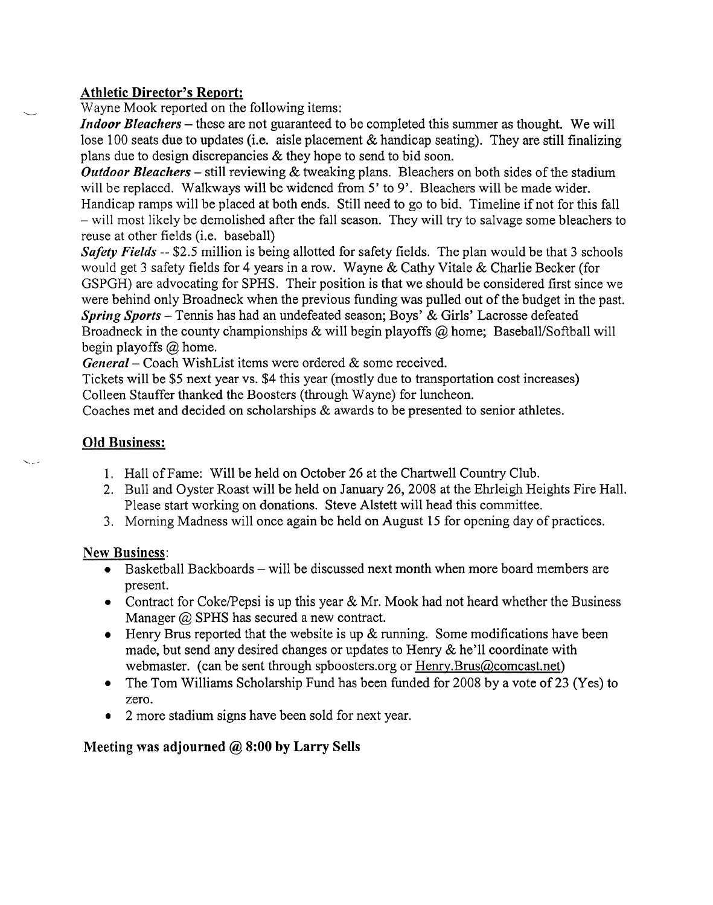## Athletic Director's Report:

Wayne Mook reported on the following items:

***Indoor Bleachers*** – these are not guaranteed to be completed this summer as thought. We will lose 100 seats due to updates (i.e. aisle placement & handicap seating). They are still finalizing plans due to design discrepancies & they hope to send to bid soon.

***Outdoor Bleachers*** – still reviewing & tweaking plans. Bleachers on both sides of the stadium will be replaced. Walkways will be widened from 5' to 9'. Bleachers will be made wider. Handicap ramps will be placed at both ends. Still need to go to bid. Timeline if not for this fall – will most likely be demolished after the fall season. They will try to salvage some bleachers to reuse at other fields (i.e. baseball)

***Safety Fields*** -- $2.5 million is being allotted for safety fields. The plan would be that 3 schools would get 3 safety fields for 4 years in a row. Wayne & Cathy Vitale & Charlie Becker (for GSPGH) are advocating for SPHS. Their position is that we should be considered first since we were behind only Broadneck when the previous funding was pulled out of the budget in the past.

***Spring Sports*** – Tennis has had an undefeated season; Boys' & Girls' Lacrosse defeated Broadneck in the county championships & will begin playoffs @ home; Baseball/Softball will begin playoffs @ home.

***General*** – Coach WishList items were ordered & some received.

Tickets will be $5 next year vs. $4 this year (mostly due to transportation cost increases)

Colleen Stauffer thanked the Boosters (through Wayne) for luncheon.

Coaches met and decided on scholarships & awards to be presented to senior athletes.

## Old Business:

1. Hall of Fame: Will be held on October 26 at the Chartwell Country Club.
2. Bull and Oyster Roast will be held on January 26, 2008 at the Ehrleigh Heights Fire Hall. Please start working on donations. Steve Alstett will head this committee.
3. Morning Madness will once again be held on August 15 for opening day of practices.

## New Business:

- Basketball Backboards – will be discussed next month when more board members are present.
- Contract for Coke/Pepsi is up this year & Mr. Mook had not heard whether the Business Manager @ SPHS has secured a new contract.
- Henry Brus reported that the website is up & running. Some modifications have been made, but send any desired changes or updates to Henry & he'll coordinate with webmaster. (can be sent through spboosters.org or Henry.Brus@comcast.net)
- The Tom Williams Scholarship Fund has been funded for 2008 by a vote of 23 (Yes) to zero.
- 2 more stadium signs have been sold for next year.

**Meeting was adjourned @ 8:00 by Larry Sells**